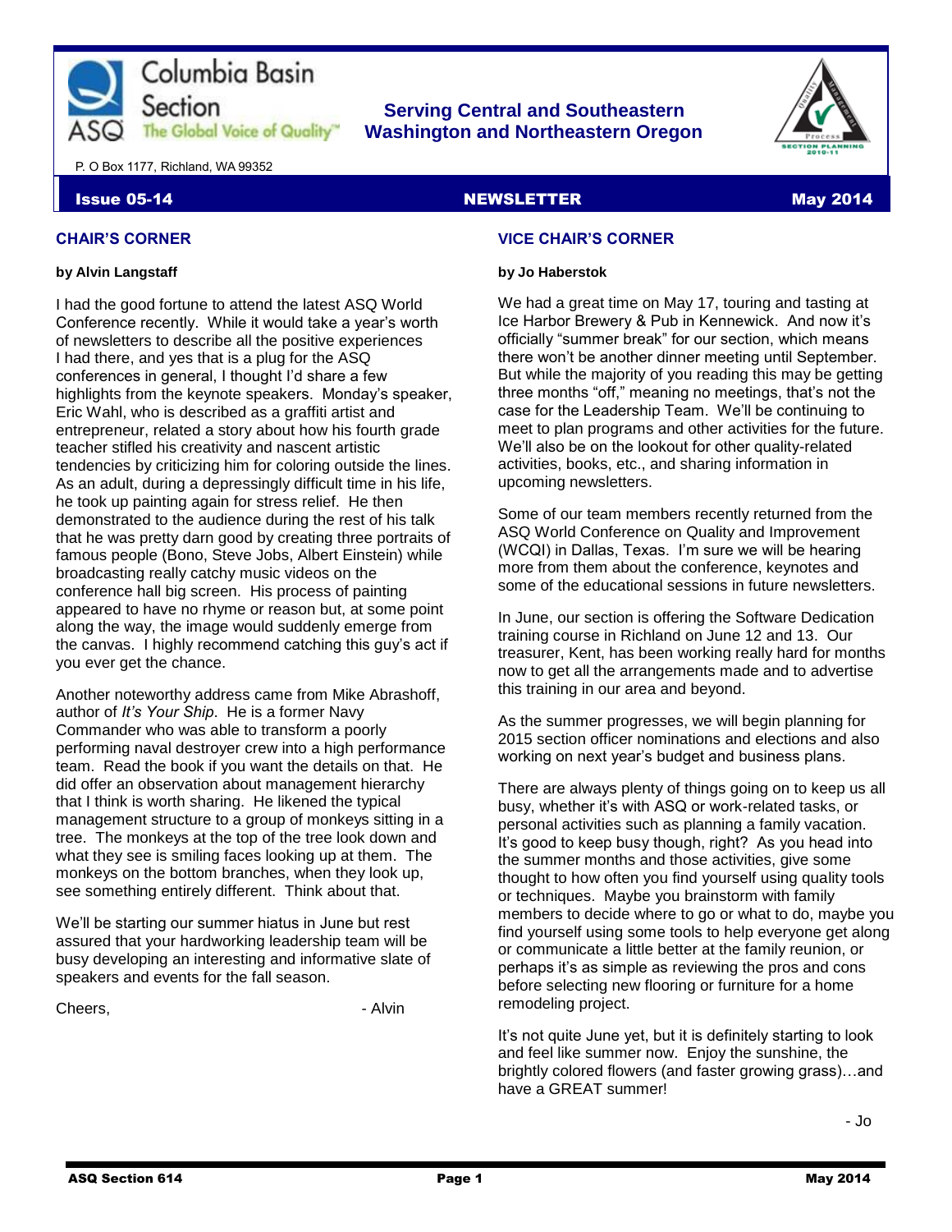Columbia Basin Section

ASQ The Global Voice of Quality™

**Serving Central and Southeastern Washington and Northeastern Oregon**

P. O Box 1177, Richland, WA 99352

**Issue 05-14** **NEWSLETTER** **May 2014**

## CHAIR'S CORNER

**by Alvin Langstaff**

I had the good fortune to attend the latest ASQ World Conference recently. While it would take a year's worth of newsletters to describe all the positive experiences I had there, and yes that is a plug for the ASQ conferences in general, I thought I'd share a few highlights from the keynote speakers. Monday's speaker, Eric Wahl, who is described as a graffiti artist and entrepreneur, related a story about how his fourth grade teacher stifled his creativity and nascent artistic tendencies by criticizing him for coloring outside the lines. As an adult, during a depressingly difficult time in his life, he took up painting again for stress relief. He then demonstrated to the audience during the rest of his talk that he was pretty darn good by creating three portraits of famous people (Bono, Steve Jobs, Albert Einstein) while broadcasting really catchy music videos on the conference hall big screen. His process of painting appeared to have no rhyme or reason but, at some point along the way, the image would suddenly emerge from the canvas. I highly recommend catching this guy's act if you ever get the chance.

Another noteworthy address came from Mike Abrashoff, author of *It's Your Ship*. He is a former Navy Commander who was able to transform a poorly performing naval destroyer crew into a high performance team. Read the book if you want the details on that. He did offer an observation about management hierarchy that I think is worth sharing. He likened the typical management structure to a group of monkeys sitting in a tree. The monkeys at the top of the tree look down and what they see is smiling faces looking up at them. The monkeys on the bottom branches, when they look up, see something entirely different. Think about that.

We'll be starting our summer hiatus in June but rest assured that your hardworking leadership team will be busy developing an interesting and informative slate of speakers and events for the fall season.

Cheers, - Alvin

## VICE CHAIR'S CORNER

**by Jo Haberstok**

We had a great time on May 17, touring and tasting at Ice Harbor Brewery & Pub in Kennewick. And now it's officially "summer break" for our section, which means there won't be another dinner meeting until September. But while the majority of you reading this may be getting three months "off," meaning no meetings, that's not the case for the Leadership Team. We'll be continuing to meet to plan programs and other activities for the future. We'll also be on the lookout for other quality-related activities, books, etc., and sharing information in upcoming newsletters.

Some of our team members recently returned from the ASQ World Conference on Quality and Improvement (WCQI) in Dallas, Texas. I'm sure we will be hearing more from them about the conference, keynotes and some of the educational sessions in future newsletters.

In June, our section is offering the Software Dedication training course in Richland on June 12 and 13. Our treasurer, Kent, has been working really hard for months now to get all the arrangements made and to advertise this training in our area and beyond.

As the summer progresses, we will begin planning for 2015 section officer nominations and elections and also working on next year's budget and business plans.

There are always plenty of things going on to keep us all busy, whether it's with ASQ or work-related tasks, or personal activities such as planning a family vacation. It's good to keep busy though, right? As you head into the summer months and those activities, give some thought to how often you find yourself using quality tools or techniques. Maybe you brainstorm with family members to decide where to go or what to do, maybe you find yourself using some tools to help everyone get along or communicate a little better at the family reunion, or perhaps it's as simple as reviewing the pros and cons before selecting new flooring or furniture for a home remodeling project.

It's not quite June yet, but it is definitely starting to look and feel like summer now. Enjoy the sunshine, the brightly colored flowers (and faster growing grass)…and have a GREAT summer!

- Jo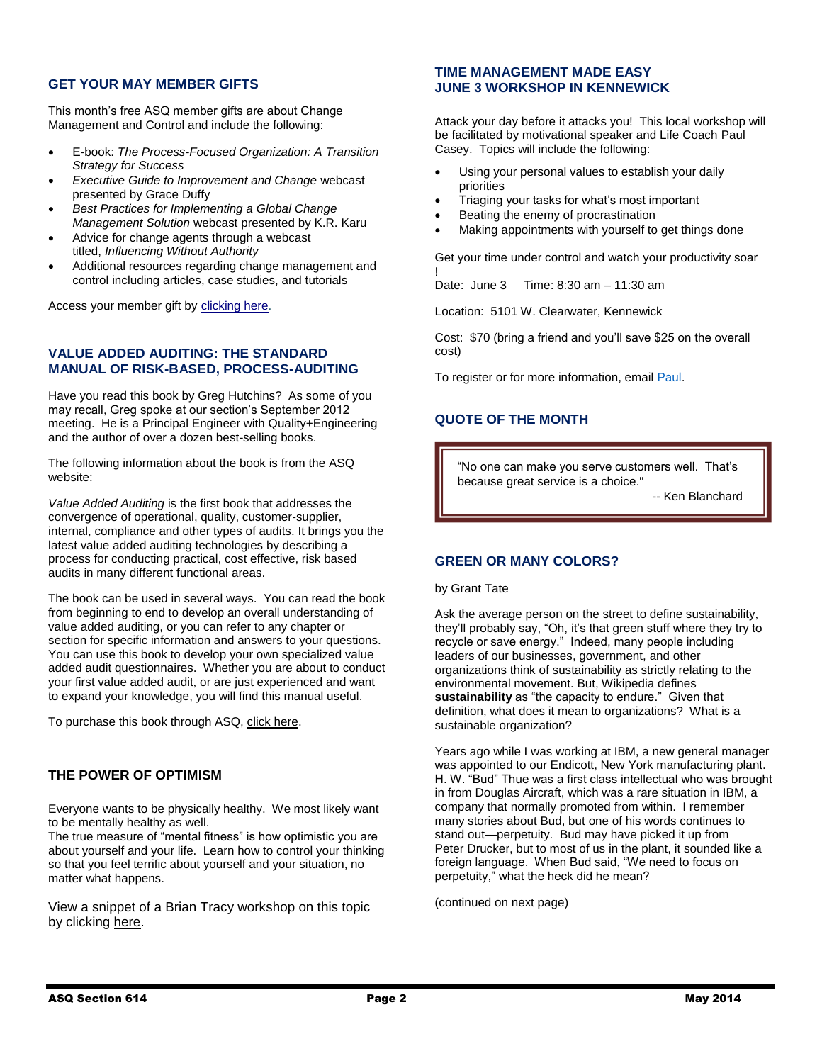## GET YOUR MAY MEMBER GIFTS

This month's free ASQ member gifts are about Change Management and Control and include the following:

- E-book: *The Process-Focused Organization: A Transition Strategy for Success*
- *Executive Guide to Improvement and Change* webcast presented by Grace Duffy
- *Best Practices for Implementing a Global Change Management Solution* webcast presented by K.R. Karu
- Advice for change agents through a webcast titled, *Influencing Without Authority*
- Additional resources regarding change management and control including articles, case studies, and tutorials

Access your member gift by clicking here.

## VALUE ADDED AUDITING: THE STANDARD MANUAL OF RISK-BASED, PROCESS-AUDITING

Have you read this book by Greg Hutchins? As some of you may recall, Greg spoke at our section's September 2012 meeting. He is a Principal Engineer with Quality+Engineering and the author of over a dozen best-selling books.

The following information about the book is from the ASQ website:

*Value Added Auditing* is the first book that addresses the convergence of operational, quality, customer-supplier, internal, compliance and other types of audits. It brings you the latest value added auditing technologies by describing a process for conducting practical, cost effective, risk based audits in many different functional areas.

The book can be used in several ways. You can read the book from beginning to end to develop an overall understanding of value added auditing, or you can refer to any chapter or section for specific information and answers to your questions. You can use this book to develop your own specialized value added audit questionnaires. Whether you are about to conduct your first value added audit, or are just experienced and want to expand your knowledge, you will find this manual useful.

To purchase this book through ASQ, click here.

## THE POWER OF OPTIMISM

Everyone wants to be physically healthy. We most likely want to be mentally healthy as well.
The true measure of "mental fitness" is how optimistic you are about yourself and your life. Learn how to control your thinking so that you feel terrific about yourself and your situation, no matter what happens.

View a snippet of a Brian Tracy workshop on this topic by clicking here.

## TIME MANAGEMENT MADE EASY JUNE 3 WORKSHOP IN KENNEWICK

Attack your day before it attacks you! This local workshop will be facilitated by motivational speaker and Life Coach Paul Casey. Topics will include the following:

- Using your personal values to establish your daily priorities
- Triaging your tasks for what's most important
- Beating the enemy of procrastination
- Making appointments with yourself to get things done

Get your time under control and watch your productivity soar !

Date: June 3 Time: 8:30 am – 11:30 am

Location: 5101 W. Clearwater, Kennewick

Cost: $70 (bring a friend and you'll save $25 on the overall cost)

To register or for more information, email Paul.

## QUOTE OF THE MONTH

> "No one can make you serve customers well. That's because great service is a choice."
>
> -- Ken Blanchard

## GREEN OR MANY COLORS?

by Grant Tate

Ask the average person on the street to define sustainability, they'll probably say, "Oh, it's that green stuff where they try to recycle or save energy." Indeed, many people including leaders of our businesses, government, and other organizations think of sustainability as strictly relating to the environmental movement. But, Wikipedia defines **sustainability** as "the capacity to endure." Given that definition, what does it mean to organizations? What is a sustainable organization?

Years ago while I was working at IBM, a new general manager was appointed to our Endicott, New York manufacturing plant. H. W. "Bud" Thue was a first class intellectual who was brought in from Douglas Aircraft, which was a rare situation in IBM, a company that normally promoted from within. I remember many stories about Bud, but one of his words continues to stand out—perpetuity. Bud may have picked it up from Peter Drucker, but to most of us in the plant, it sounded like a foreign language. When Bud said, "We need to focus on perpetuity," what the heck did he mean?

(continued on next page)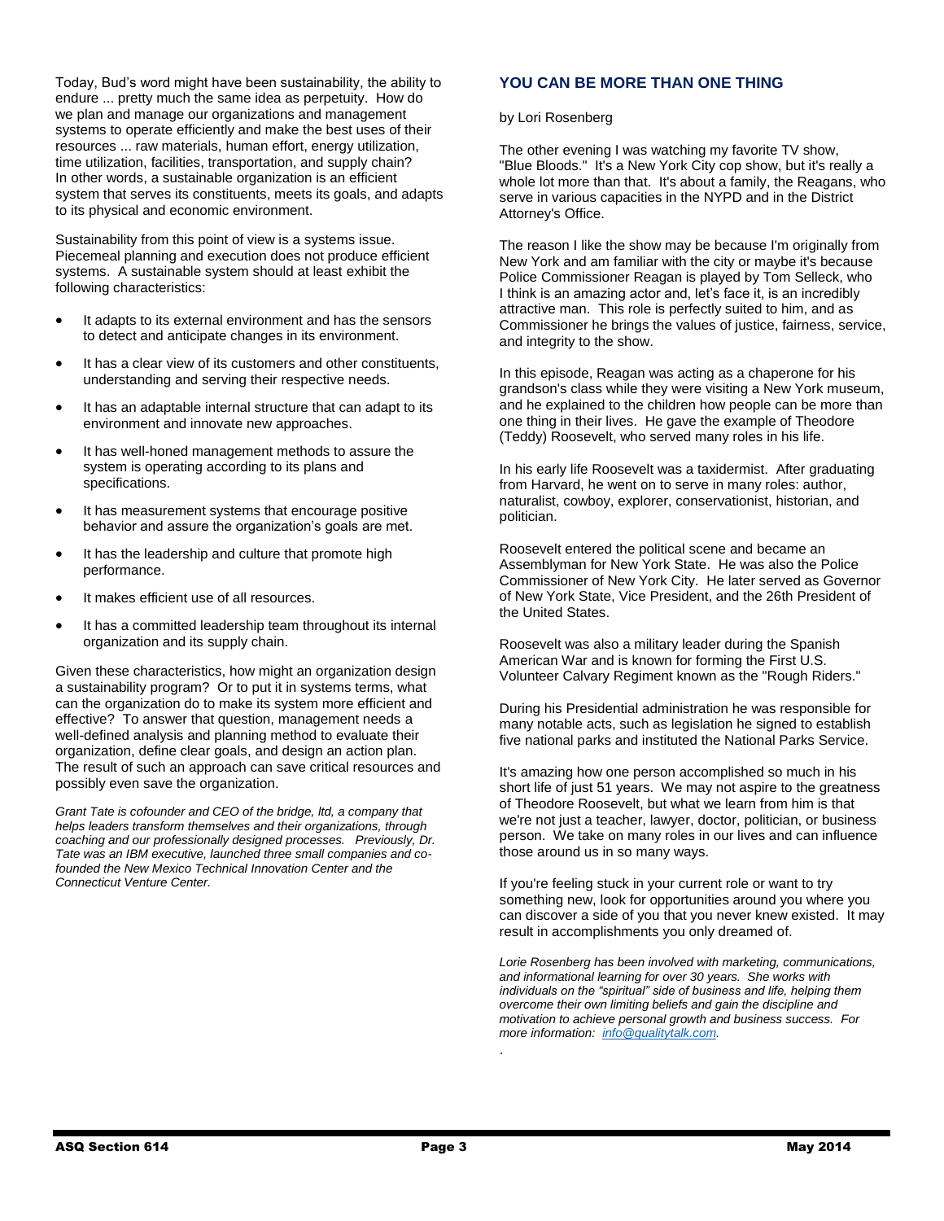Today, Bud's word might have been sustainability, the ability to endure ... pretty much the same idea as perpetuity. How do we plan and manage our organizations and management systems to operate efficiently and make the best uses of their resources ... raw materials, human effort, energy utilization, time utilization, facilities, transportation, and supply chain? In other words, a sustainable organization is an efficient system that serves its constituents, meets its goals, and adapts to its physical and economic environment.

Sustainability from this point of view is a systems issue. Piecemeal planning and execution does not produce efficient systems. A sustainable system should at least exhibit the following characteristics:

- It adapts to its external environment and has the sensors to detect and anticipate changes in its environment.
- It has a clear view of its customers and other constituents, understanding and serving their respective needs.
- It has an adaptable internal structure that can adapt to its environment and innovate new approaches.
- It has well-honed management methods to assure the system is operating according to its plans and specifications.
- It has measurement systems that encourage positive behavior and assure the organization's goals are met.
- It has the leadership and culture that promote high performance.
- It makes efficient use of all resources.
- It has a committed leadership team throughout its internal organization and its supply chain.

Given these characteristics, how might an organization design a sustainability program? Or to put it in systems terms, what can the organization do to make its system more efficient and effective? To answer that question, management needs a well-defined analysis and planning method to evaluate their organization, define clear goals, and design an action plan. The result of such an approach can save critical resources and possibly even save the organization.

*Grant Tate is cofounder and CEO of the bridge, ltd, a company that helps leaders transform themselves and their organizations, through coaching and our professionally designed processes. Previously, Dr. Tate was an IBM executive, launched three small companies and co-founded the New Mexico Technical Innovation Center and the Connecticut Venture Center.*

## YOU CAN BE MORE THAN ONE THING

by Lori Rosenberg

The other evening I was watching my favorite TV show, "Blue Bloods." It's a New York City cop show, but it's really a whole lot more than that. It's about a family, the Reagans, who serve in various capacities in the NYPD and in the District Attorney's Office.

The reason I like the show may be because I'm originally from New York and am familiar with the city or maybe it's because Police Commissioner Reagan is played by Tom Selleck, who I think is an amazing actor and, let's face it, is an incredibly attractive man. This role is perfectly suited to him, and as Commissioner he brings the values of justice, fairness, service, and integrity to the show.

In this episode, Reagan was acting as a chaperone for his grandson's class while they were visiting a New York museum, and he explained to the children how people can be more than one thing in their lives. He gave the example of Theodore (Teddy) Roosevelt, who served many roles in his life.

In his early life Roosevelt was a taxidermist. After graduating from Harvard, he went on to serve in many roles: author, naturalist, cowboy, explorer, conservationist, historian, and politician.

Roosevelt entered the political scene and became an Assemblyman for New York State. He was also the Police Commissioner of New York City. He later served as Governor of New York State, Vice President, and the 26th President of the United States.

Roosevelt was also a military leader during the Spanish American War and is known for forming the First U.S. Volunteer Calvary Regiment known as the "Rough Riders."

During his Presidential administration he was responsible for many notable acts, such as legislation he signed to establish five national parks and instituted the National Parks Service.

It's amazing how one person accomplished so much in his short life of just 51 years. We may not aspire to the greatness of Theodore Roosevelt, but what we learn from him is that we're not just a teacher, lawyer, doctor, politician, or business person. We take on many roles in our lives and can influence those around us in so many ways.

If you're feeling stuck in your current role or want to try something new, look for opportunities around you where you can discover a side of you that you never knew existed. It may result in accomplishments you only dreamed of.

*Lorie Rosenberg has been involved with marketing, communications, and informational learning for over 30 years. She works with individuals on the "spiritual" side of business and life, helping them overcome their own limiting beliefs and gain the discipline and motivation to achieve personal growth and business success. For more information: info@qualitytalk.com.*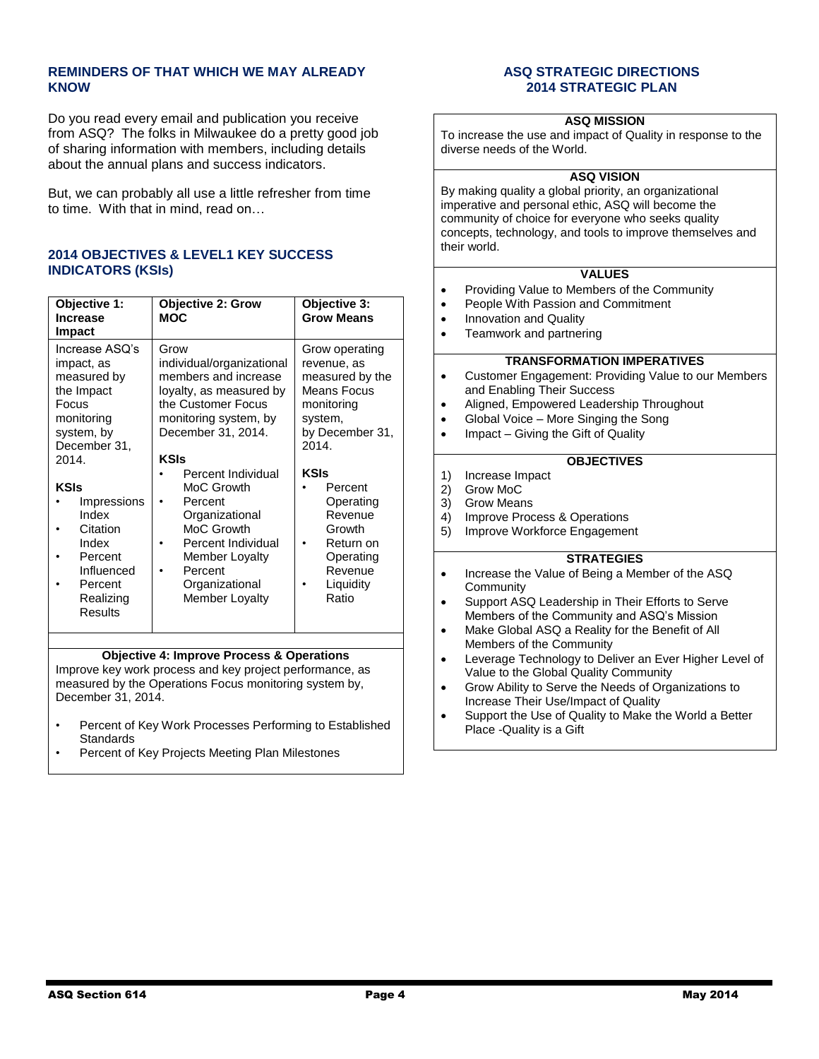## REMINDERS OF THAT WHICH WE MAY ALREADY KNOW

Do you read every email and publication you receive from ASQ? The folks in Milwaukee do a pretty good job of sharing information with members, including details about the annual plans and success indicators.

But, we can probably all use a little refresher from time to time. With that in mind, read on…

## 2014 OBJECTIVES & LEVEL1 KEY SUCCESS INDICATORS (KSIs)

| Objective 1: Increase Impact | Objective 2: Grow MOC | Objective 3: Grow Means |
|---|---|---|
| Increase ASQ's impact, as measured by the Impact Focus monitoring system, by December 31, 2014.<br><br>**KSIs**<br>• Impressions Index<br>• Citation Index<br>• Percent Influenced<br>• Percent Realizing Results | Grow individual/organizational members and increase loyalty, as measured by the Customer Focus monitoring system, by December 31, 2014.<br><br>**KSIs**<br>• Percent Individual MoC Growth<br>• Percent Organizational MoC Growth<br>• Percent Individual Member Loyalty<br>• Percent Organizational Member Loyalty | Grow operating revenue, as measured by the Means Focus monitoring system, by December 31, 2014.<br><br>**KSIs**<br>• Percent Operating Revenue Growth<br>• Return on Operating Revenue<br>• Liquidity Ratio |

**Objective 4: Improve Process & Operations**

Improve key work process and key project performance, as measured by the Operations Focus monitoring system by, December 31, 2014.

- Percent of Key Work Processes Performing to Established Standards
- Percent of Key Projects Meeting Plan Milestones

## ASQ STRATEGIC DIRECTIONS
## 2014 STRATEGIC PLAN

**ASQ MISSION**

To increase the use and impact of Quality in response to the diverse needs of the World.

**ASQ VISION**

By making quality a global priority, an organizational imperative and personal ethic, ASQ will become the community of choice for everyone who seeks quality concepts, technology, and tools to improve themselves and their world.

**VALUES**

- Providing Value to Members of the Community
- People With Passion and Commitment
- Innovation and Quality
- Teamwork and partnering

**TRANSFORMATION IMPERATIVES**

- Customer Engagement: Providing Value to our Members and Enabling Their Success
- Aligned, Empowered Leadership Throughout
- Global Voice – More Singing the Song
- Impact – Giving the Gift of Quality

**OBJECTIVES**

1) Increase Impact
2) Grow MoC
3) Grow Means
4) Improve Process & Operations
5) Improve Workforce Engagement

**STRATEGIES**

- Increase the Value of Being a Member of the ASQ Community
- Support ASQ Leadership in Their Efforts to Serve Members of the Community and ASQ's Mission
- Make Global ASQ a Reality for the Benefit of All Members of the Community
- Leverage Technology to Deliver an Ever Higher Level of Value to the Global Quality Community
- Grow Ability to Serve the Needs of Organizations to Increase Their Use/Impact of Quality
- Support the Use of Quality to Make the World a Better Place -Quality is a Gift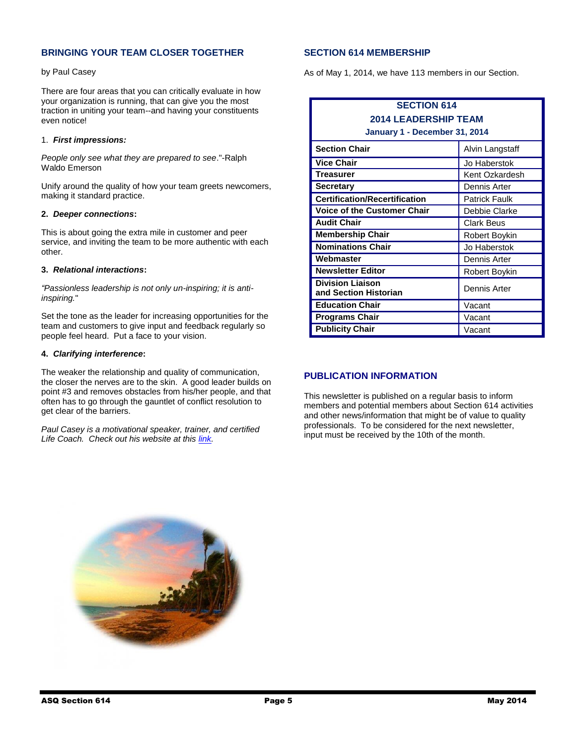## BRINGING YOUR TEAM CLOSER TOGETHER

by Paul Casey

There are four areas that you can critically evaluate in how your organization is running, that can give you the most traction in uniting your team--and having your constituents even notice!

1. ***First impressions:***

*People only see what they are prepared to see*."-Ralph Waldo Emerson

Unify around the quality of how your team greets newcomers, making it standard practice.

**2. *Deeper connections*:**

This is about going the extra mile in customer and peer service, and inviting the team to be more authentic with each other.

**3. *Relational interactions*:**

*"Passionless leadership is not only un-inspiring; it is anti-inspiring.*"

Set the tone as the leader for increasing opportunities for the team and customers to give input and feedback regularly so people feel heard. Put a face to your vision.

**4. *Clarifying interference*:**

The weaker the relationship and quality of communication, the closer the nerves are to the skin. A good leader builds on point #3 and removes obstacles from his/her people, and that often has to go through the gauntlet of conflict resolution to get clear of the barriers.

*Paul Casey is a motivational speaker, trainer, and certified Life Coach. Check out his website at this link.*

## SECTION 614 MEMBERSHIP

As of May 1, 2014, we have 113 members in our Section.

**SECTION 614**
**2014 LEADERSHIP TEAM**
**January 1 - December 31, 2014**

| | |
|---|---|
| **Section Chair** | Alvin Langstaff |
| **Vice Chair** | Jo Haberstok |
| **Treasurer** | Kent Ozkardesh |
| **Secretary** | Dennis Arter |
| **Certification/Recertification** | Patrick Faulk |
| **Voice of the Customer Chair** | Debbie Clarke |
| **Audit Chair** | Clark Beus |
| **Membership Chair** | Robert Boykin |
| **Nominations Chair** | Jo Haberstok |
| **Webmaster** | Dennis Arter |
| **Newsletter Editor** | Robert Boykin |
| **Division Liaison and Section Historian** | Dennis Arter |
| **Education Chair** | Vacant |
| **Programs Chair** | Vacant |
| **Publicity Chair** | Vacant |

## PUBLICATION INFORMATION

This newsletter is published on a regular basis to inform members and potential members about Section 614 activities and other news/information that might be of value to quality professionals. To be considered for the next newsletter, input must be received by the 10th of the month.